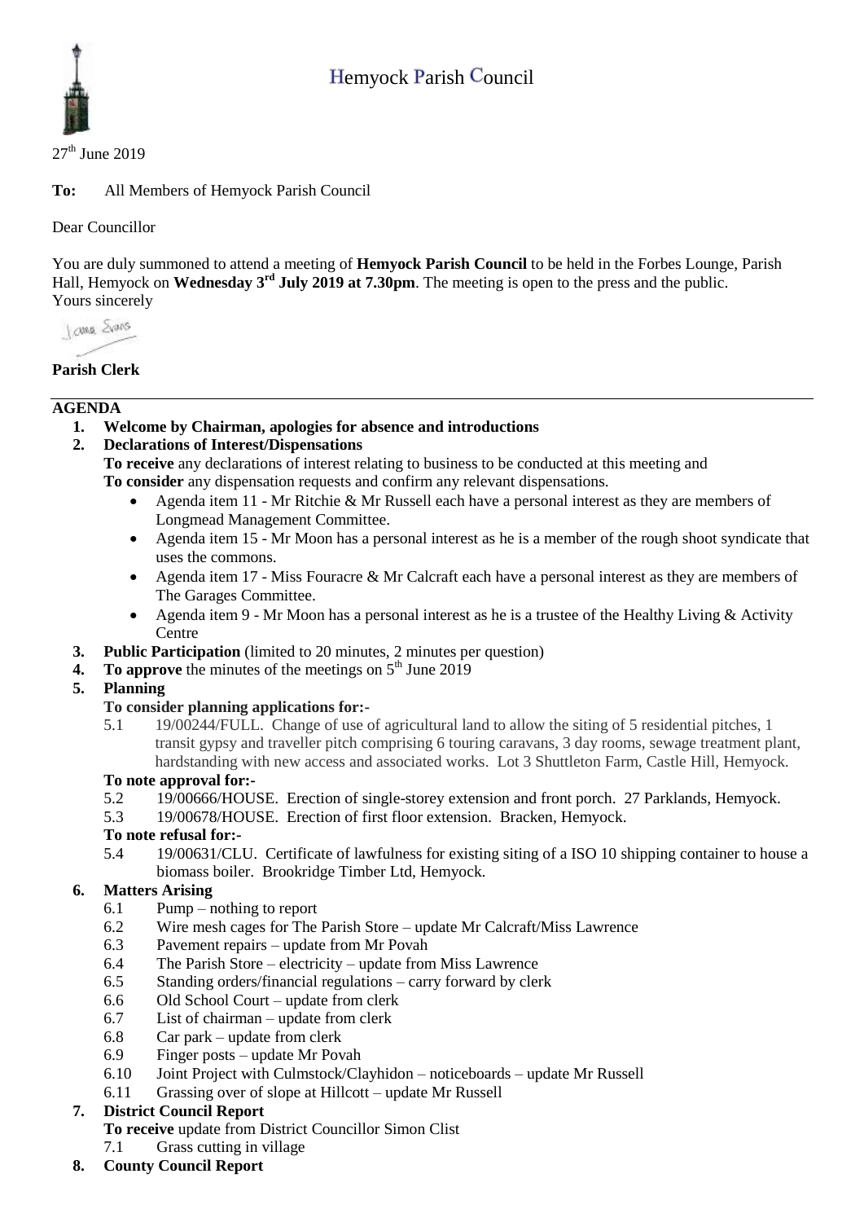# Hemyock Parish Council

27th June 2019

**To:** All Members of Hemyock Parish Council

Dear Councillor

You are duly summoned to attend a meeting of **Hemyock Parish Council** to be held in the Forbes Lounge, Parish Hall, Hemyock on **Wednesday 3rd July 2019 at 7.30pm**. The meeting is open to the press and the public.
Yours sincerely

**Parish Clerk**

---

**AGENDA**

1. **Welcome by Chairman, apologies for absence and introductions**
2. **Declarations of Interest/Dispensations**
   **To receive** any declarations of interest relating to business to be conducted at this meeting and
   **To consider** any dispensation requests and confirm any relevant dispensations.
   - Agenda item 11 - Mr Ritchie & Mr Russell each have a personal interest as they are members of Longmead Management Committee.
   - Agenda item 15 - Mr Moon has a personal interest as he is a member of the rough shoot syndicate that uses the commons.
   - Agenda item 17 - Miss Fouracre & Mr Calcraft each have a personal interest as they are members of The Garages Committee.
   - Agenda item 9 - Mr Moon has a personal interest as he is a trustee of the Healthy Living & Activity Centre
3. **Public Participation** (limited to 20 minutes, 2 minutes per question)
4. **To approve** the minutes of the meetings on 5th June 2019
5. **Planning**
   **To consider planning applications for:-**
   5.1 19/00244/FULL. Change of use of agricultural land to allow the siting of 5 residential pitches, 1 transit gypsy and traveller pitch comprising 6 touring caravans, 3 day rooms, sewage treatment plant, hardstanding with new access and associated works. Lot 3 Shuttleton Farm, Castle Hill, Hemyock.
   **To note approval for:-**
   5.2 19/00666/HOUSE. Erection of single-storey extension and front porch. 27 Parklands, Hemyock.
   5.3 19/00678/HOUSE. Erection of first floor extension. Bracken, Hemyock.
   **To note refusal for:-**
   5.4 19/00631/CLU. Certificate of lawfulness for existing siting of a ISO 10 shipping container to house a biomass boiler. Brookridge Timber Ltd, Hemyock.
6. **Matters Arising**
   6.1 Pump – nothing to report
   6.2 Wire mesh cages for The Parish Store – update Mr Calcraft/Miss Lawrence
   6.3 Pavement repairs – update from Mr Povah
   6.4 The Parish Store – electricity – update from Miss Lawrence
   6.5 Standing orders/financial regulations – carry forward by clerk
   6.6 Old School Court – update from clerk
   6.7 List of chairman – update from clerk
   6.8 Car park – update from clerk
   6.9 Finger posts – update Mr Povah
   6.10 Joint Project with Culmstock/Clayhidon – noticeboards – update Mr Russell
   6.11 Grassing over of slope at Hillcott – update Mr Russell
7. **District Council Report**
   **To receive** update from District Councillor Simon Clist
   7.1 Grass cutting in village
8. **County Council Report**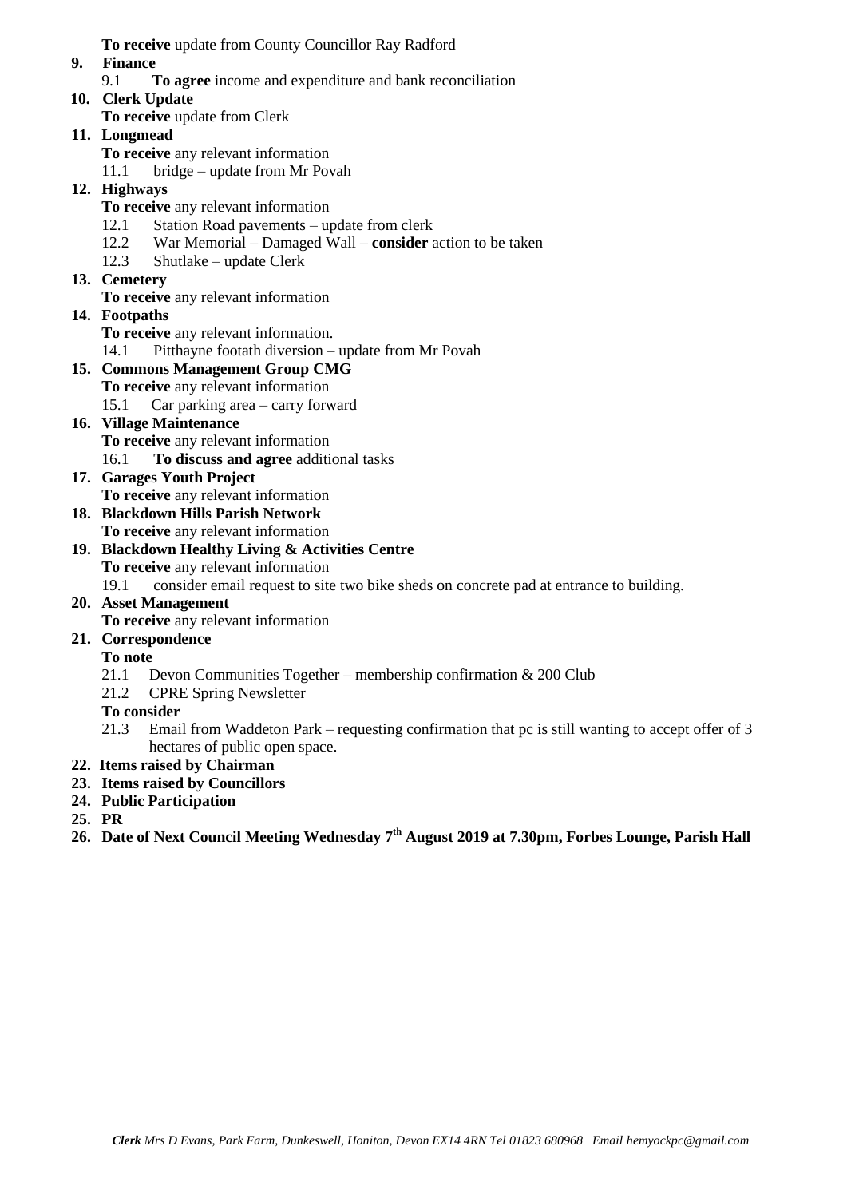**To receive** update from County Councillor Ray Radford

**9. Finance**

9.1 **To agree** income and expenditure and bank reconciliation

**10. Clerk Update**

**To receive** update from Clerk

**11. Longmead**

**To receive** any relevant information

11.1 bridge – update from Mr Povah

**12. Highways**

**To receive** any relevant information

12.1 Station Road pavements – update from clerk

12.2 War Memorial – Damaged Wall – **consider** action to be taken

12.3 Shutlake – update Clerk

**13. Cemetery**

**To receive** any relevant information

**14. Footpaths**

**To receive** any relevant information.

14.1 Pitthayne footath diversion – update from Mr Povah

**15. Commons Management Group CMG**

**To receive** any relevant information

15.1 Car parking area – carry forward

**16. Village Maintenance**

**To receive** any relevant information

16.1 **To discuss and agree** additional tasks

**17. Garages Youth Project**

**To receive** any relevant information

**18. Blackdown Hills Parish Network**

**To receive** any relevant information

**19. Blackdown Healthy Living & Activities Centre**

**To receive** any relevant information

19.1 consider email request to site two bike sheds on concrete pad at entrance to building.

**20. Asset Management**

**To receive** any relevant information

**21. Correspondence**

**To note**

21.1 Devon Communities Together – membership confirmation & 200 Club

21.2 CPRE Spring Newsletter

**To consider**

21.3 Email from Waddeton Park – requesting confirmation that pc is still wanting to accept offer of 3 hectares of public open space.

**22. Items raised by Chairman**

**23. Items raised by Councillors**

**24. Public Participation**

**25. PR**

**26. Date of Next Council Meeting Wednesday 7th August 2019 at 7.30pm, Forbes Lounge, Parish Hall**

***Clerk** Mrs D Evans, Park Farm, Dunkeswell, Honiton, Devon EX14 4RN Tel 01823 680968 Email hemyockpc@gmail.com*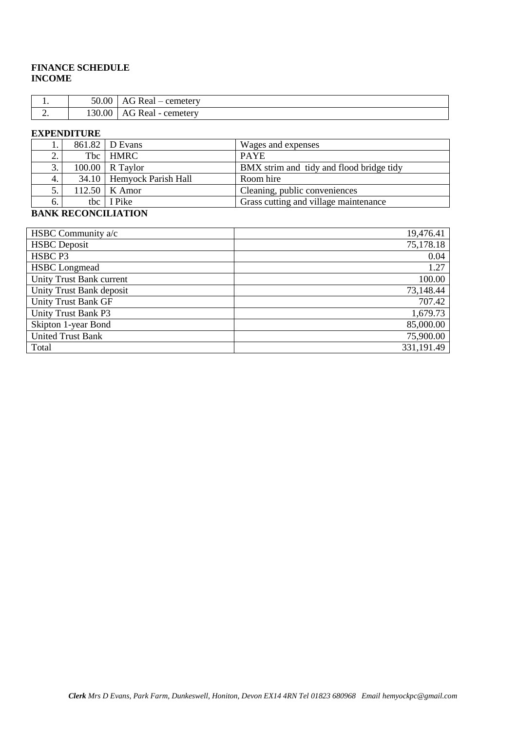**FINANCE SCHEDULE**
**INCOME**

| | | |
|---|---|---|
| 1. | 50.00 | AG Real – cemetery |
| 2. | 130.00 | AG Real - cemetery |

**EXPENDITURE**

| | | | |
|---|---|---|---|
| 1. | 861.82 | D Evans | Wages and expenses |
| 2. | Tbc | HMRC | PAYE |
| 3. | 100.00 | R Taylor | BMX strim and tidy and flood bridge tidy |
| 4. | 34.10 | Hemyock Parish Hall | Room hire |
| 5. | 112.50 | K Amor | Cleaning, public conveniences |
| 6. | tbc | I Pike | Grass cutting and village maintenance |

**BANK RECONCILIATION**

| | |
|---|---|
| HSBC Community a/c | 19,476.41 |
| HSBC Deposit | 75,178.18 |
| HSBC P3 | 0.04 |
| HSBC Longmead | 1.27 |
| Unity Trust Bank current | 100.00 |
| Unity Trust Bank deposit | 73,148.44 |
| Unity Trust Bank GF | 707.42 |
| Unity Trust Bank P3 | 1,679.73 |
| Skipton 1-year Bond | 85,000.00 |
| United Trust Bank | 75,900.00 |
| Total | 331,191.49 |